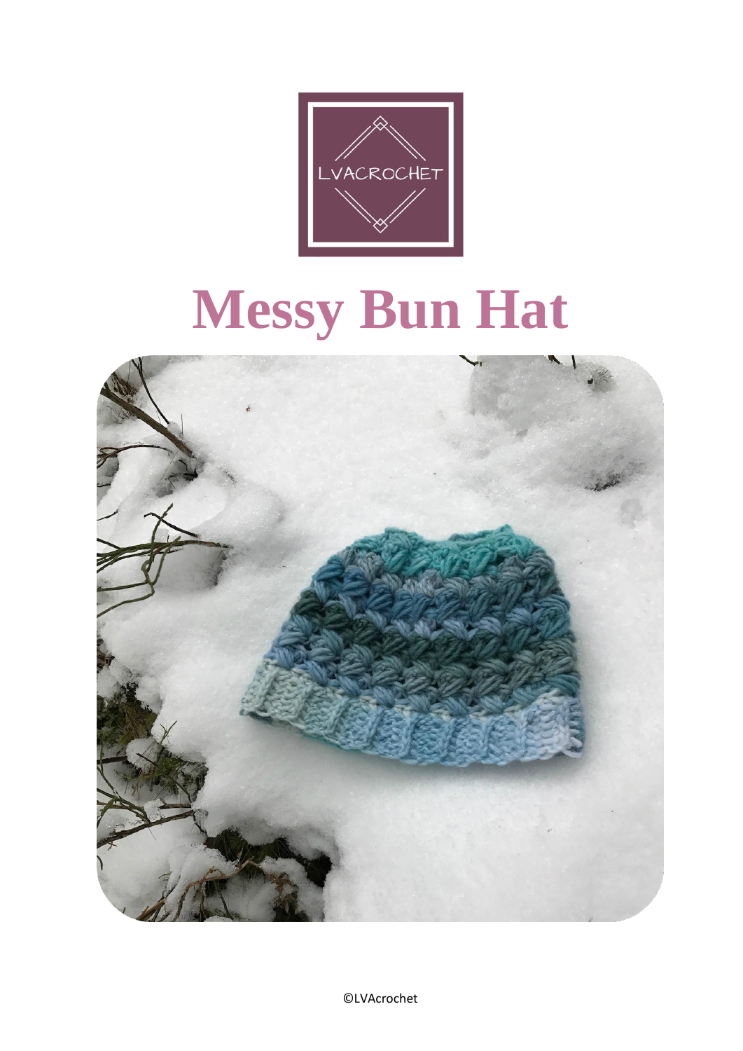# Messy Bun Hat

©LVAcrochet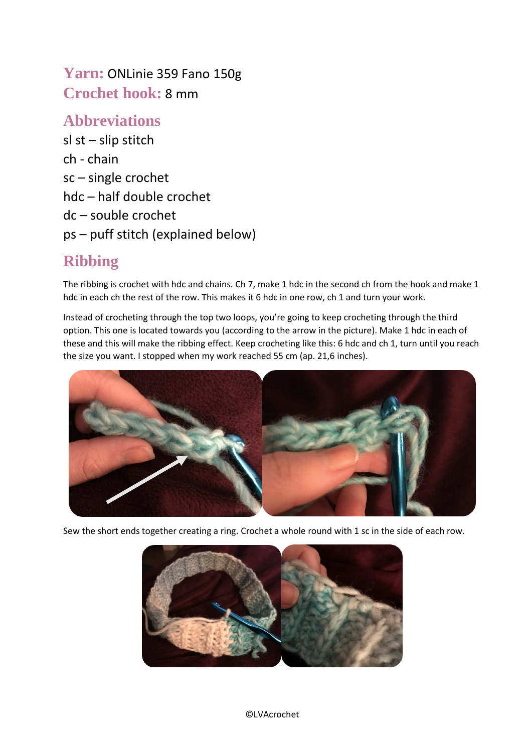**Yarn:** ONLinie 359 Fano 150g
**Crochet hook:** 8 mm

## Abbreviations

sl st – slip stitch
ch - chain
sc – single crochet
hdc – half double crochet
dc – souble crochet
ps – puff stitch (explained below)

## Ribbing

The ribbing is crochet with hdc and chains. Ch 7, make 1 hdc in the second ch from the hook and make 1 hdc in each ch the rest of the row. This makes it 6 hdc in one row, ch 1 and turn your work.

Instead of crocheting through the top two loops, you're going to keep crocheting through the third option. This one is located towards you (according to the arrow in the picture). Make 1 hdc in each of these and this will make the ribbing effect. Keep crocheting like this: 6 hdc and ch 1, turn until you reach the size you want. I stopped when my work reached 55 cm (ap. 21,6 inches).

Sew the short ends together creating a ring. Crochet a whole round with 1 sc in the side of each row.

©LVAcrochet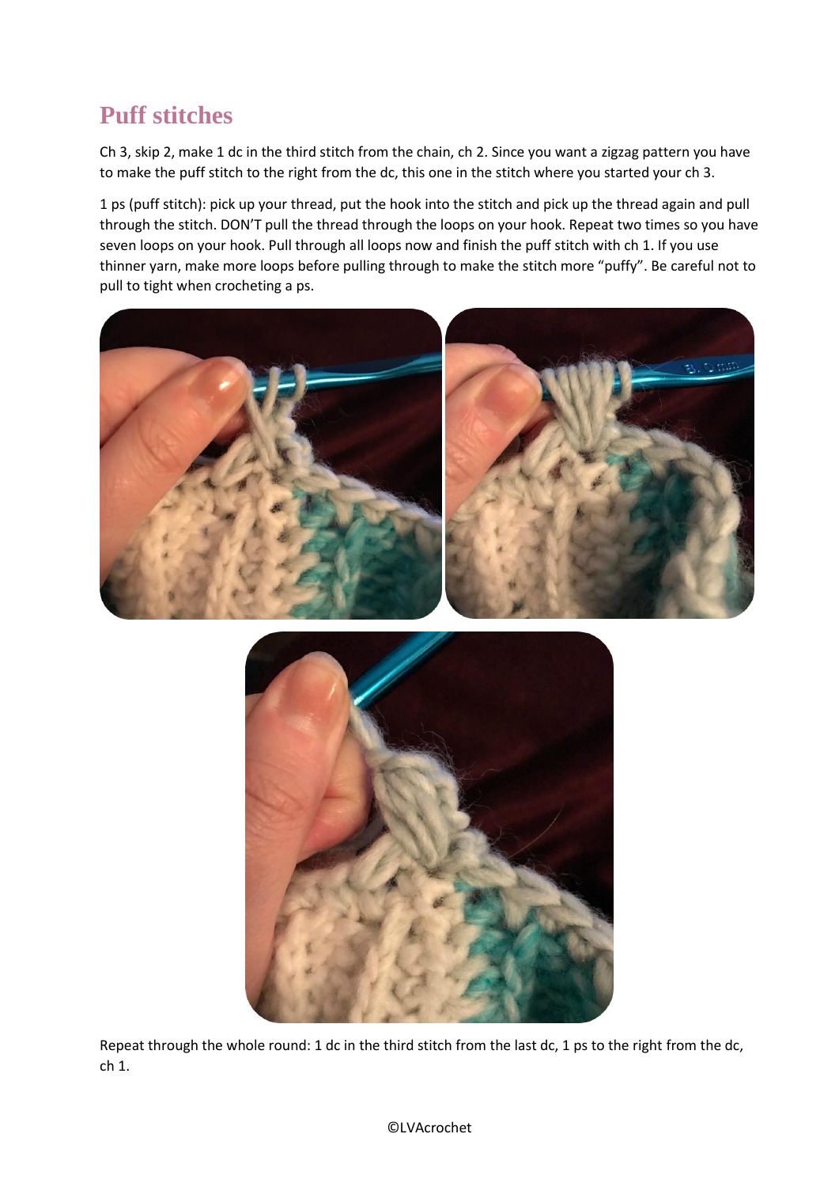## Puff stitches

Ch 3, skip 2, make 1 dc in the third stitch from the chain, ch 2. Since you want a zigzag pattern you have to make the puff stitch to the right from the dc, this one in the stitch where you started your ch 3.

1 ps (puff stitch): pick up your thread, put the hook into the stitch and pick up the thread again and pull through the stitch. DON'T pull the thread through the loops on your hook. Repeat two times so you have seven loops on your hook. Pull through all loops now and finish the puff stitch with ch 1. If you use thinner yarn, make more loops before pulling through to make the stitch more "puffy". Be careful not to pull to tight when crocheting a ps.

Repeat through the whole round: 1 dc in the third stitch from the last dc, 1 ps to the right from the dc, ch 1.

©LVAcrochet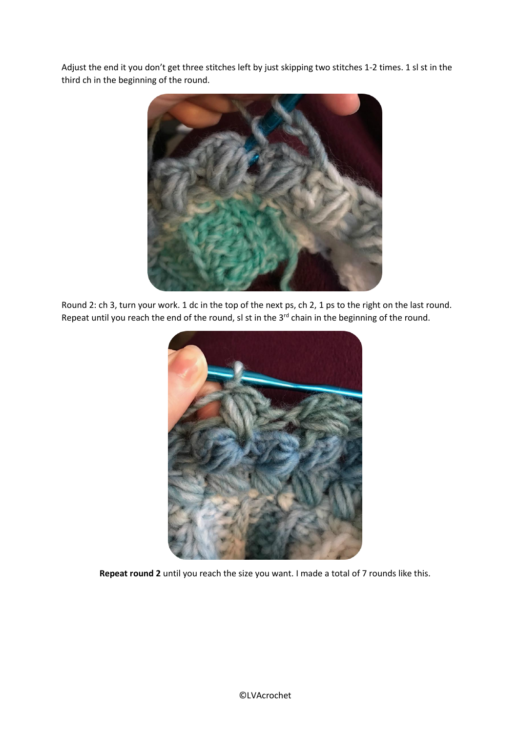Adjust the end it you don't get three stitches left by just skipping two stitches 1-2 times. 1 sl st in the third ch in the beginning of the round.

Round 2: ch 3, turn your work. 1 dc in the top of the next ps, ch 2, 1 ps to the right on the last round. Repeat until you reach the end of the round, sl st in the 3rd chain in the beginning of the round.

**Repeat round 2** until you reach the size you want. I made a total of 7 rounds like this.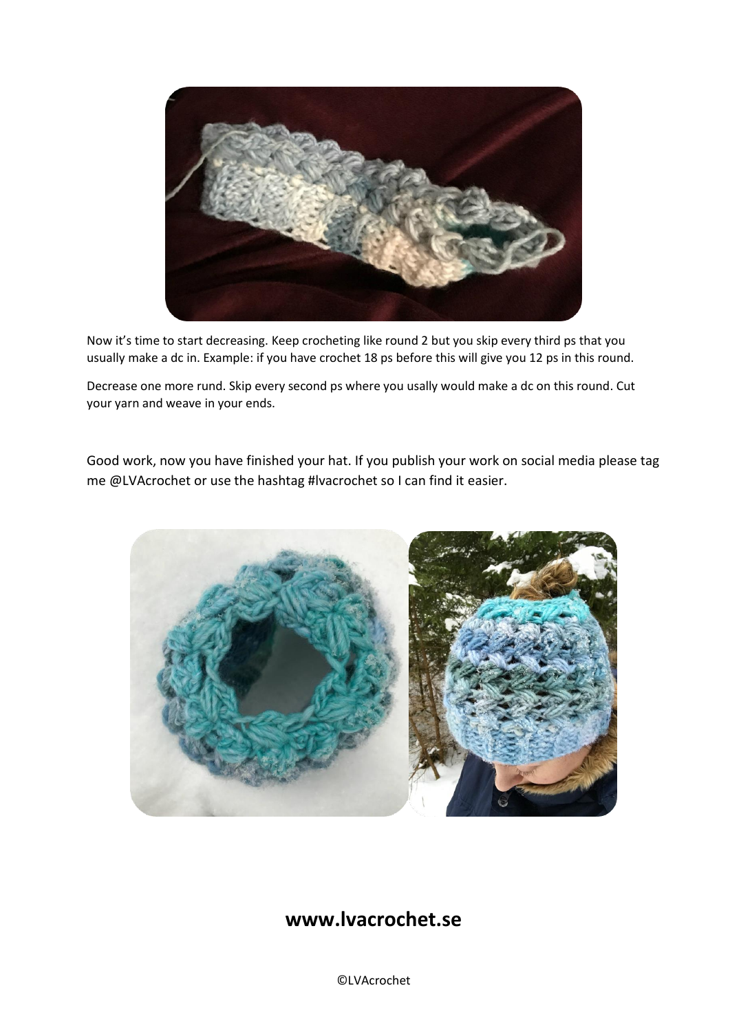Now it's time to start decreasing. Keep crocheting like round 2 but you skip every third ps that you usually make a dc in. Example: if you have crochet 18 ps before this will give you 12 ps in this round.

Decrease one more rund. Skip every second ps where you usally would make a dc on this round. Cut your yarn and weave in your ends.

Good work, now you have finished your hat. If you publish your work on social media please tag me @LVAcrochet or use the hashtag #lvacrochet so I can find it easier.

## www.lvacrochet.se

©LVAcrochet